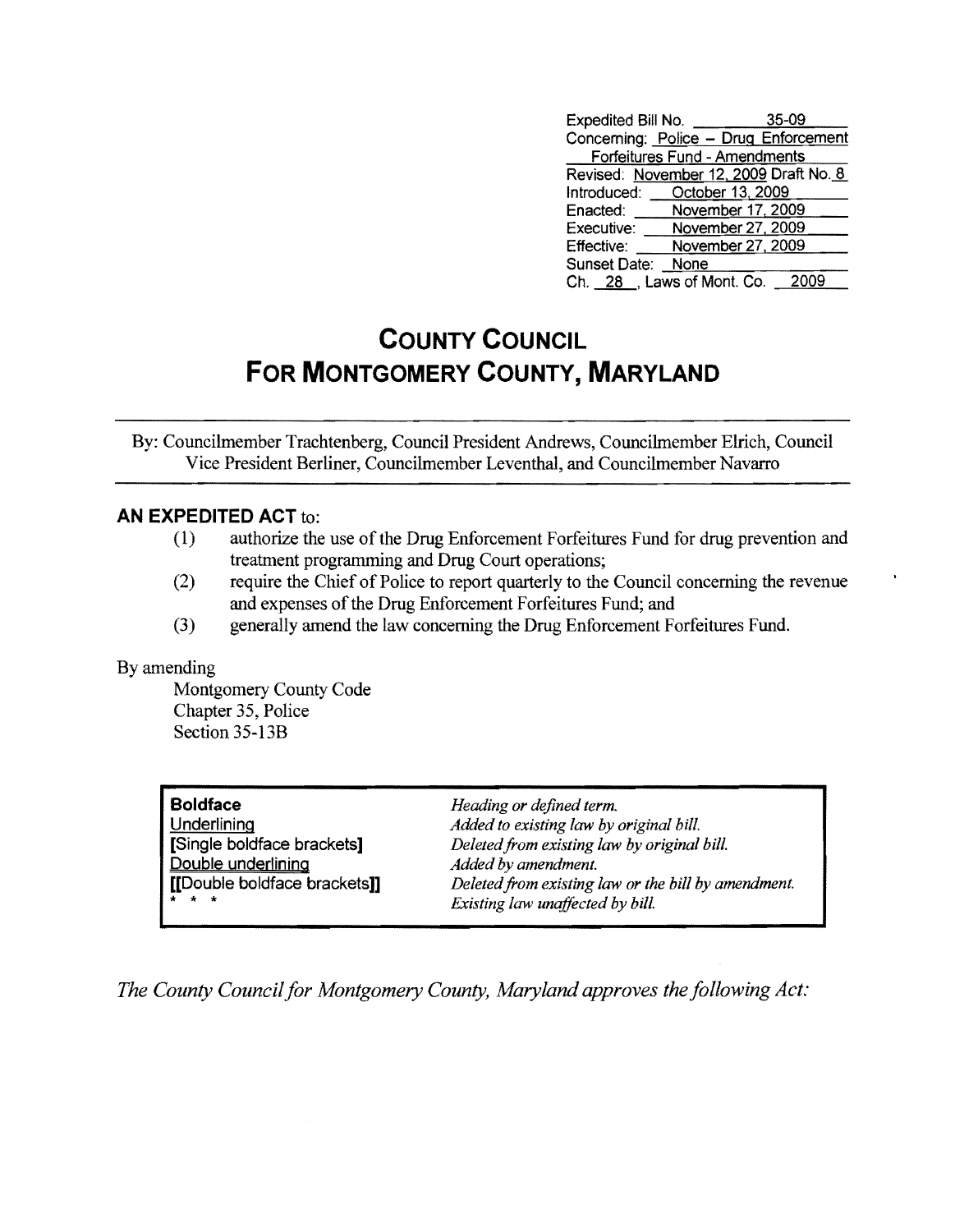| | |
|---|---|
| Expedited Bill No. | 35-09 |
| Concerning: | Police – Drug Enforcement Forfeitures Fund - Amendments |
| Revised: | November 12, 2009 Draft No. 8 |
| Introduced: | October 13, 2009 |
| Enacted: | November 17, 2009 |
| Executive: | November 27, 2009 |
| Effective: | November 27, 2009 |
| Sunset Date: | None |
| Ch. 28, Laws of Mont. Co. | 2009 |

# COUNTY COUNCIL
# FOR MONTGOMERY COUNTY, MARYLAND

By: Councilmember Trachtenberg, Council President Andrews, Councilmember Elrich, Council Vice President Berliner, Councilmember Leventhal, and Councilmember Navarro

**AN EXPEDITED ACT** to:

(1) authorize the use of the Drug Enforcement Forfeitures Fund for drug prevention and treatment programming and Drug Court operations;

(2) require the Chief of Police to report quarterly to the Council concerning the revenue and expenses of the Drug Enforcement Forfeitures Fund; and

(3) generally amend the law concerning the Drug Enforcement Forfeitures Fund.

By amending

Montgomery County Code
Chapter 35, Police
Section 35-13B

| | |
|---|---|
| **Boldface** | *Heading or defined term.* |
| Underlining | *Added to existing law by original bill.* |
| **[**Single boldface brackets**]** | *Deleted from existing law by original bill.* |
| Double underlining | *Added by amendment.* |
| **[[**Double boldface brackets**]]** | *Deleted from existing law or the bill by amendment.* |
| * * * | *Existing law unaffected by bill.* |

*The County Council for Montgomery County, Maryland approves the following Act:*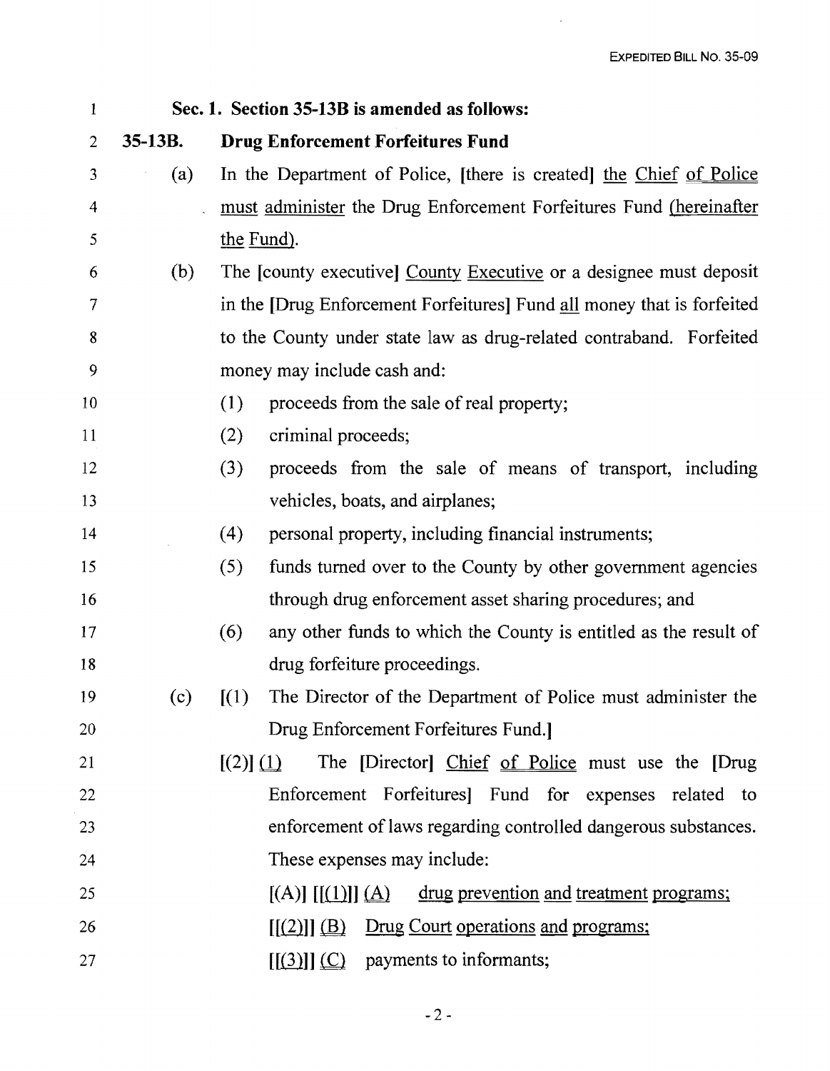**Sec. 1. Section 35-13B is amended as follows:**

**35-13B. Drug Enforcement Forfeitures Fund**

(a) In the Department of Police, [there is created] the Chief of Police must administer the Drug Enforcement Forfeitures Fund (hereinafter the Fund).

(b) The [county executive] County Executive or a designee must deposit in the [Drug Enforcement Forfeitures] Fund all money that is forfeited to the County under state law as drug-related contraband. Forfeited money may include cash and:

(1) proceeds from the sale of real property;

(2) criminal proceeds;

(3) proceeds from the sale of means of transport, including vehicles, boats, and airplanes;

(4) personal property, including financial instruments;

(5) funds turned over to the County by other government agencies through drug enforcement asset sharing procedures; and

(6) any other funds to which the County is entitled as the result of drug forfeiture proceedings.

(c) [(1) The Director of the Department of Police must administer the Drug Enforcement Forfeitures Fund.]

[(2)] (1) The [Director] Chief of Police must use the [Drug Enforcement Forfeitures] Fund for expenses related to enforcement of laws regarding controlled dangerous substances. These expenses may include:

[(A)] [[(1)]] (A) drug prevention and treatment programs;

[[(2)]] (B) Drug Court operations and programs;

[[(3)]] (C) payments to informants;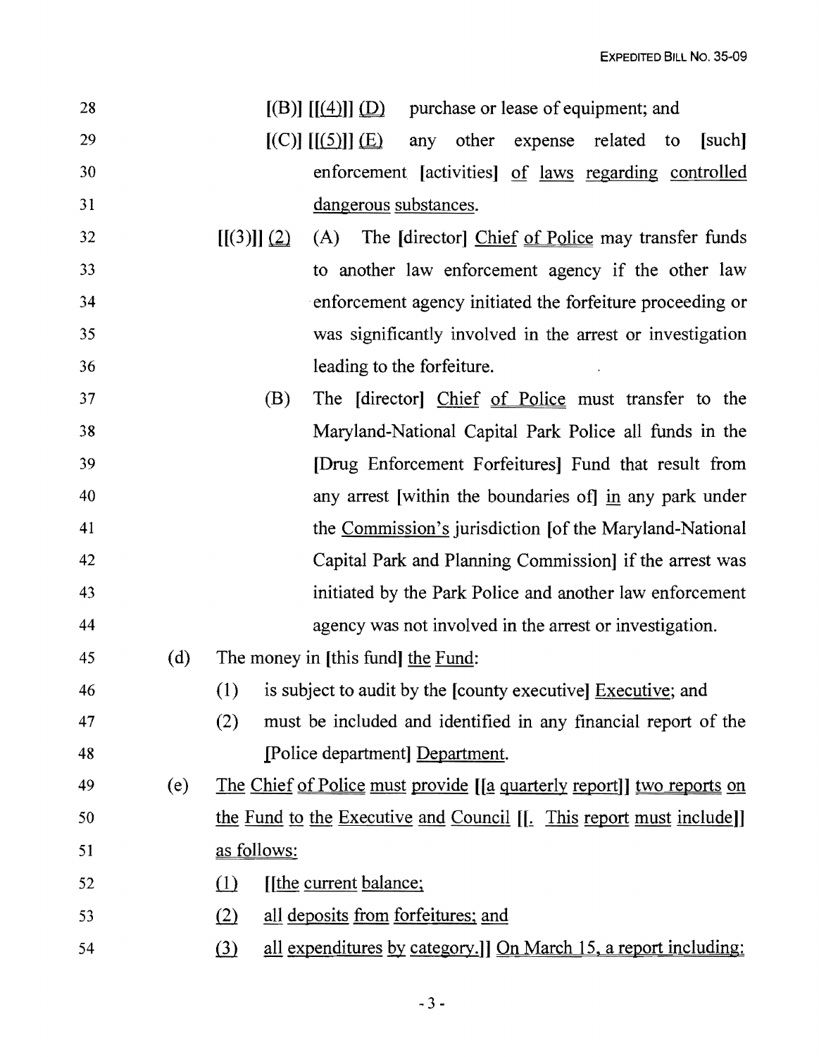28 [(B)] [[(4)]] (D) purchase or lease of equipment; and

29 [(C)] [[(5)]] (E) any other expense related to [such]

30 enforcement [activities] of laws regarding controlled

31 dangerous substances.

32 [[(3)]] (2) (A) The [director] Chief of Police may transfer funds

33 to another law enforcement agency if the other law

34 enforcement agency initiated the forfeiture proceeding or

35 was significantly involved in the arrest or investigation

36 leading to the forfeiture.

37 (B) The [director] Chief of Police must transfer to the

38 Maryland-National Capital Park Police all funds in the

39 [Drug Enforcement Forfeitures] Fund that result from

40 any arrest [within the boundaries of] in any park under

41 the Commission's jurisdiction [of the Maryland-National

42 Capital Park and Planning Commission] if the arrest was

43 initiated by the Park Police and another law enforcement

44 agency was not involved in the arrest or investigation.

45 (d) The money in [this fund] the Fund:

46 (1) is subject to audit by the [county executive] Executive; and

47 (2) must be included and identified in any financial report of the

48 [Police department] Department.

49 (e) The Chief of Police must provide [[a quarterly report]] two reports on

50 the Fund to the Executive and Council [[. This report must include]]

51 as follows:

52 (1) [[the current balance;

53 (2) all deposits from forfeitures; and

54 (3) all expenditures by category.]] On March 15, a report including: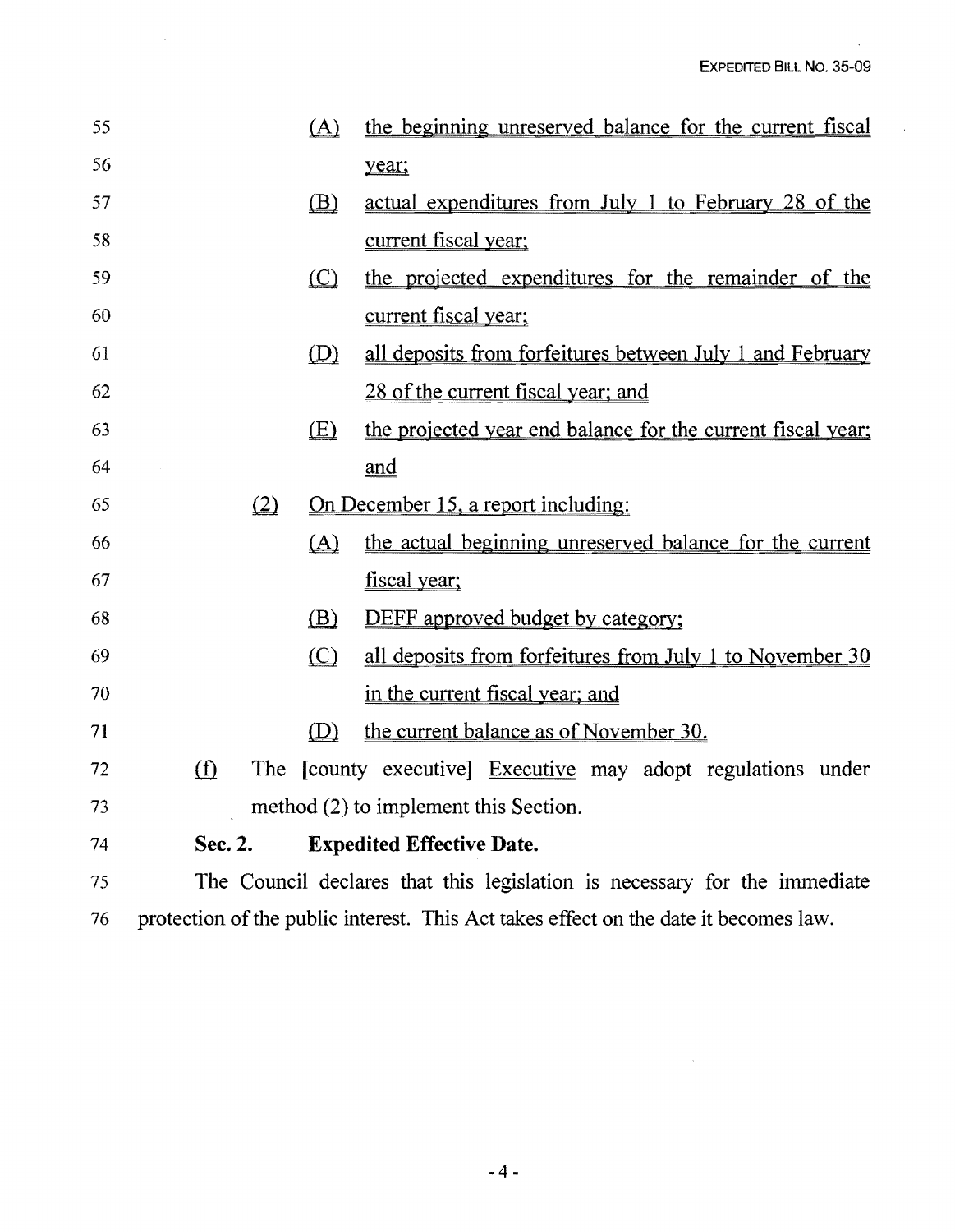55 (A) the beginning unreserved balance for the current fiscal
56 year;
57 (B) actual expenditures from July 1 to February 28 of the
58 current fiscal year;
59 (C) the projected expenditures for the remainder of the
60 current fiscal year;
61 (D) all deposits from forfeitures between July 1 and February
62 28 of the current fiscal year; and
63 (E) the projected year end balance for the current fiscal year;
64 and
65 (2) On December 15, a report including:
66 (A) the actual beginning unreserved balance for the current
67 fiscal year;
68 (B) DEFF approved budget by category;
69 (C) all deposits from forfeitures from July 1 to November 30
70 in the current fiscal year; and
71 (D) the current balance as of November 30.
72 (f) The [county executive] Executive may adopt regulations under
73 method (2) to implement this Section.
74 **Sec. 2. Expedited Effective Date.**
75 The Council declares that this legislation is necessary for the immediate
76 protection of the public interest. This Act takes effect on the date it becomes law.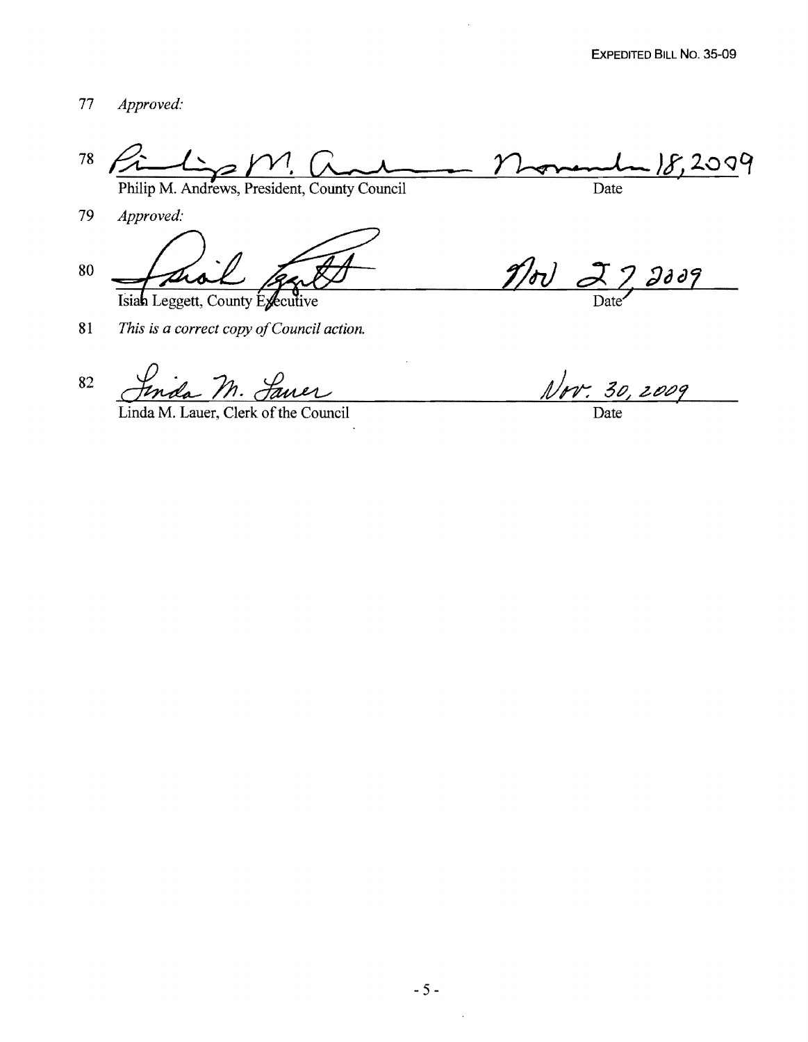77 *Approved:*

78 Philip M. Andrews November 18, 2009

Philip M. Andrews, President, County Council — Date

79 *Approved:*

80 Isiah Leggett Nov 27, 2009

Isiah Leggett, County Executive — Date

81 *This is a correct copy of Council action.*

82 Linda M. Lauer Nov. 30, 2009

Linda M. Lauer, Clerk of the Council — Date